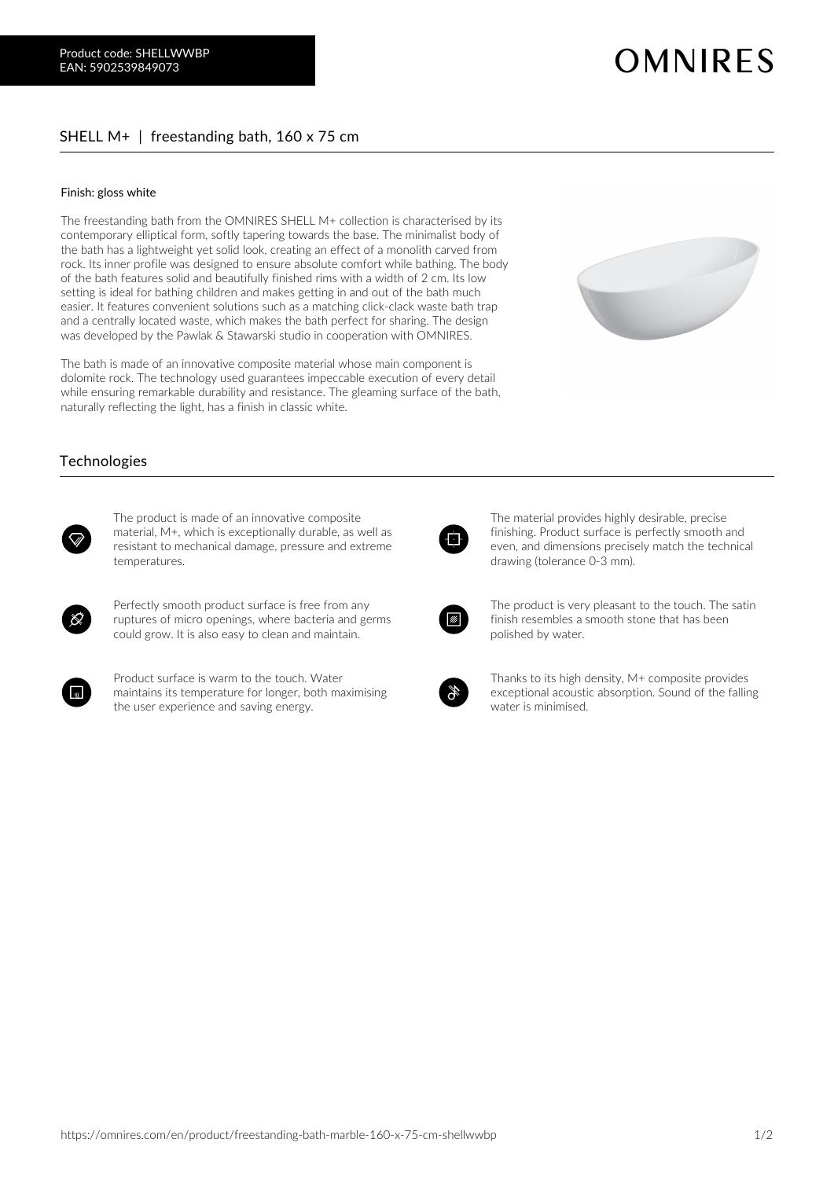Product code: SHELLWWBP
EAN: 5902539849073

OMNIRES

# SHELL M+ | freestanding bath, 160 x 75 cm

Finish: gloss white

The freestanding bath from the OMNIRES SHELL M+ collection is characterised by its contemporary elliptical form, softly tapering towards the base. The minimalist body of the bath has a lightweight yet solid look, creating an effect of a monolith carved from rock. Its inner profile was designed to ensure absolute comfort while bathing. The body of the bath features solid and beautifully finished rims with a width of 2 cm. Its low setting is ideal for bathing children and makes getting in and out of the bath much easier. It features convenient solutions such as a matching click-clack waste bath trap and a centrally located waste, which makes the bath perfect for sharing. The design was developed by the Pawlak & Stawarski studio in cooperation with OMNIRES.

The bath is made of an innovative composite material whose main component is dolomite rock. The technology used guarantees impeccable execution of every detail while ensuring remarkable durability and resistance. The gleaming surface of the bath, naturally reflecting the light, has a finish in classic white.

## Technologies

The product is made of an innovative composite material, M+, which is exceptionally durable, as well as resistant to mechanical damage, pressure and extreme temperatures.

Perfectly smooth product surface is free from any ruptures of micro openings, where bacteria and germs could grow. It is also easy to clean and maintain.

Product surface is warm to the touch. Water maintains its temperature for longer, both maximising the user experience and saving energy.

The material provides highly desirable, precise finishing. Product surface is perfectly smooth and even, and dimensions precisely match the technical drawing (tolerance 0-3 mm).

The product is very pleasant to the touch. The satin finish resembles a smooth stone that has been polished by water.

Thanks to its high density, M+ composite provides exceptional acoustic absorption. Sound of the falling water is minimised.

https://omnires.com/en/product/freestanding-bath-marble-160-x-75-cm-shellwwbp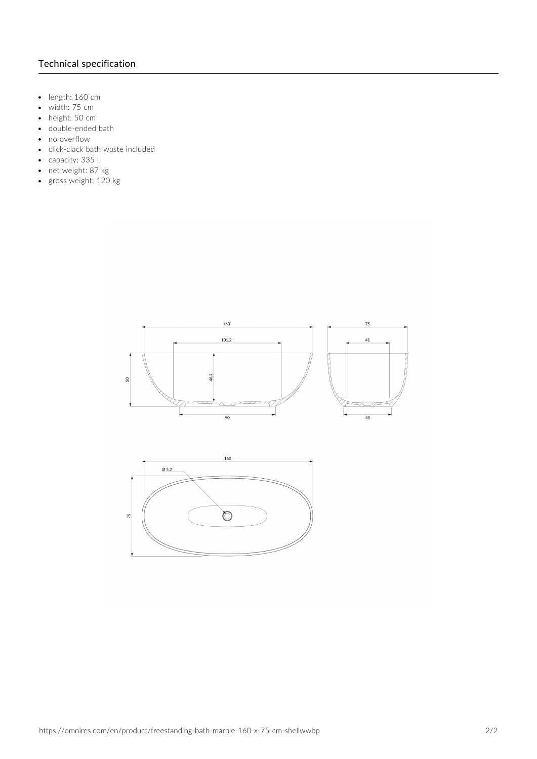## Technical specification

- length: 160 cm
- width: 75 cm
- height: 50 cm
- double-ended bath
- no overflow
- click-clack bath waste included
- capacity: 335 l
- net weight: 87 kg
- gross weight: 120 kg

160
101,2
50
46,2
90
75
41
45
160
Ø 5,2
75